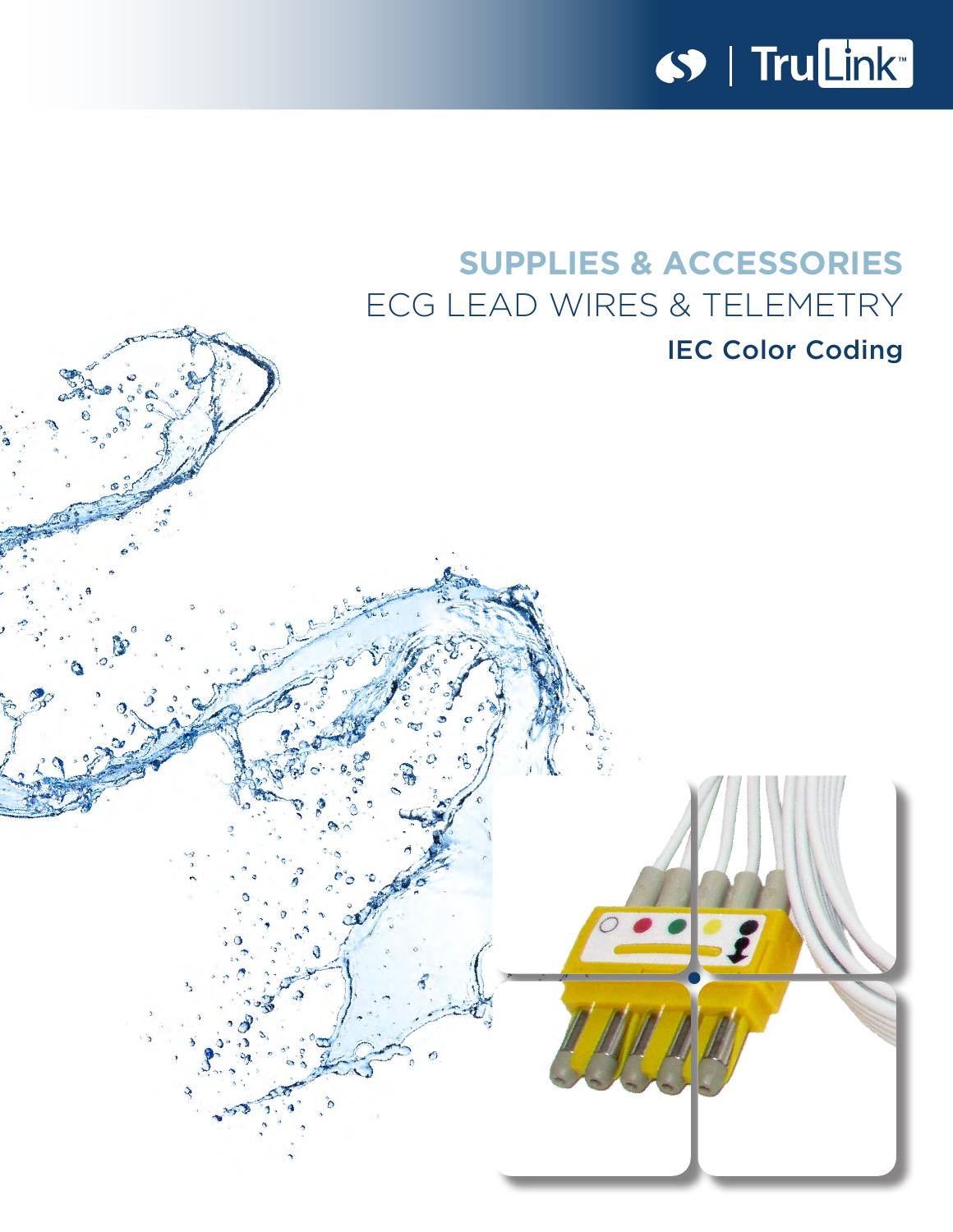TruLink™

# SUPPLIES & ACCESSORIES

## ECG LEAD WIRES & TELEMETRY

### IEC Color Coding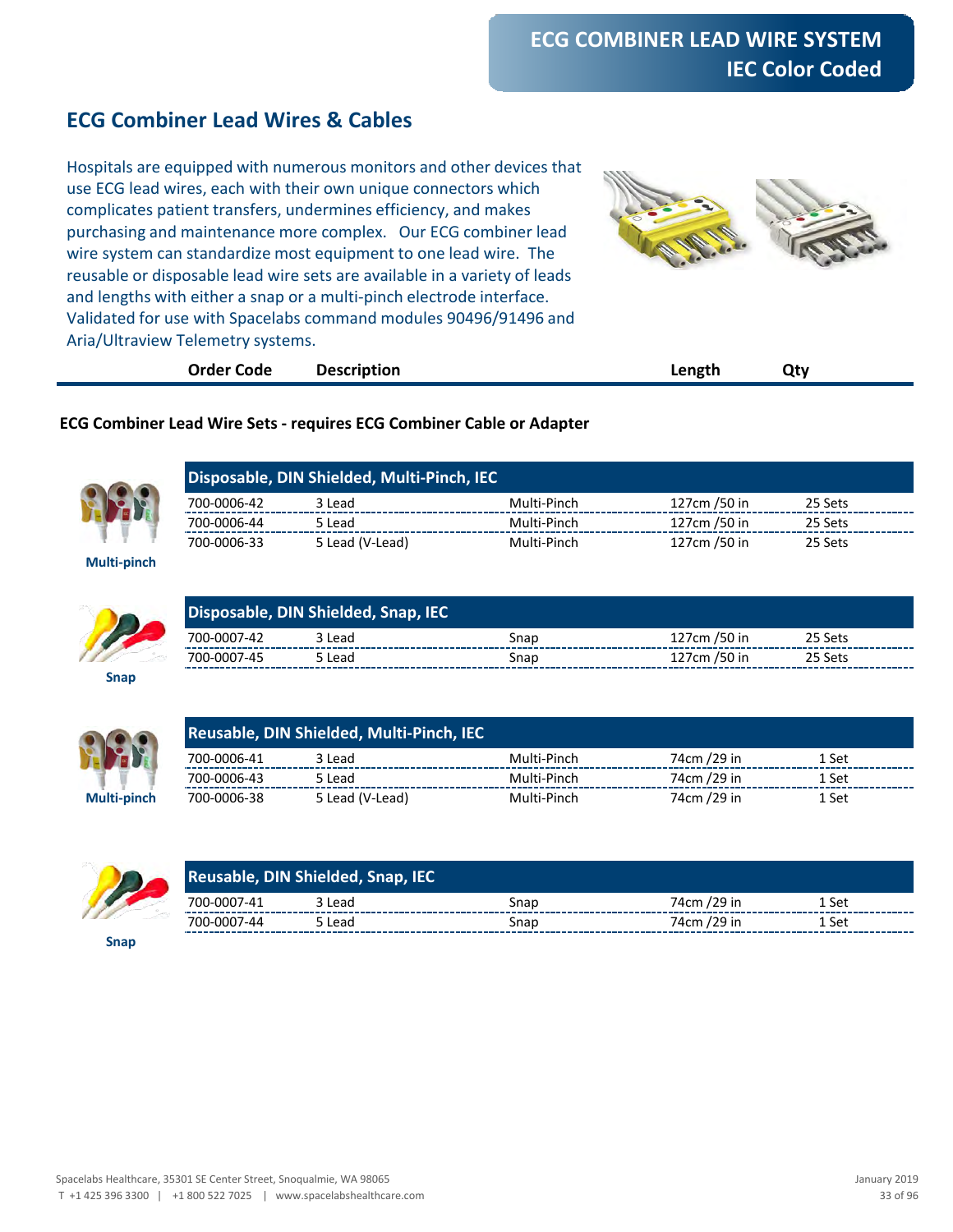# ECG COMBINER LEAD WIRE SYSTEM
# IEC Color Coded

## ECG Combiner Lead Wires & Cables

Hospitals are equipped with numerous monitors and other devices that use ECG lead wires, each with their own unique connectors which complicates patient transfers, undermines efficiency, and makes purchasing and maintenance more complex. Our ECG combiner lead wire system can standardize most equipment to one lead wire. The reusable or disposable lead wire sets are available in a variety of leads and lengths with either a snap or a multi-pinch electrode interface. Validated for use with Spacelabs command modules 90496/91496 and Aria/Ultraview Telemetry systems.

**ECG Combiner Lead Wire Sets - requires ECG Combiner Cable or Adapter**

| Order Code | Description | | Length | Qty |
|---|---|---|---|---|
| **Disposable, DIN Shielded, Multi-Pinch, IEC** | | | | |
| 700-0006-42 | 3 Lead | Multi-Pinch | 127cm /50 in | 25 Sets |
| 700-0006-44 | 5 Lead | Multi-Pinch | 127cm /50 in | 25 Sets |
| 700-0006-33 | 5 Lead (V-Lead) | Multi-Pinch | 127cm /50 in | 25 Sets |
| **Disposable, DIN Shielded, Snap, IEC** | | | | |
| 700-0007-42 | 3 Lead | Snap | 127cm /50 in | 25 Sets |
| 700-0007-45 | 5 Lead | Snap | 127cm /50 in | 25 Sets |
| **Reusable, DIN Shielded, Multi-Pinch, IEC** | | | | |
| 700-0006-41 | 3 Lead | Multi-Pinch | 74cm /29 in | 1 Set |
| 700-0006-43 | 5 Lead | Multi-Pinch | 74cm /29 in | 1 Set |
| 700-0006-38 | 5 Lead (V-Lead) | Multi-Pinch | 74cm /29 in | 1 Set |
| **Reusable, DIN Shielded, Snap, IEC** | | | | |
| 700-0007-41 | 3 Lead | Snap | 74cm /29 in | 1 Set |
| 700-0007-44 | 5 Lead | Snap | 74cm /29 in | 1 Set |

Multi-pinch

Snap

Multi-pinch

Snap

Spacelabs Healthcare, 35301 SE Center Street, Snoqualmie, WA 98065
T +1 425 396 3300 | +1 800 522 7025 | www.spacelabshealthcare.com

January 2019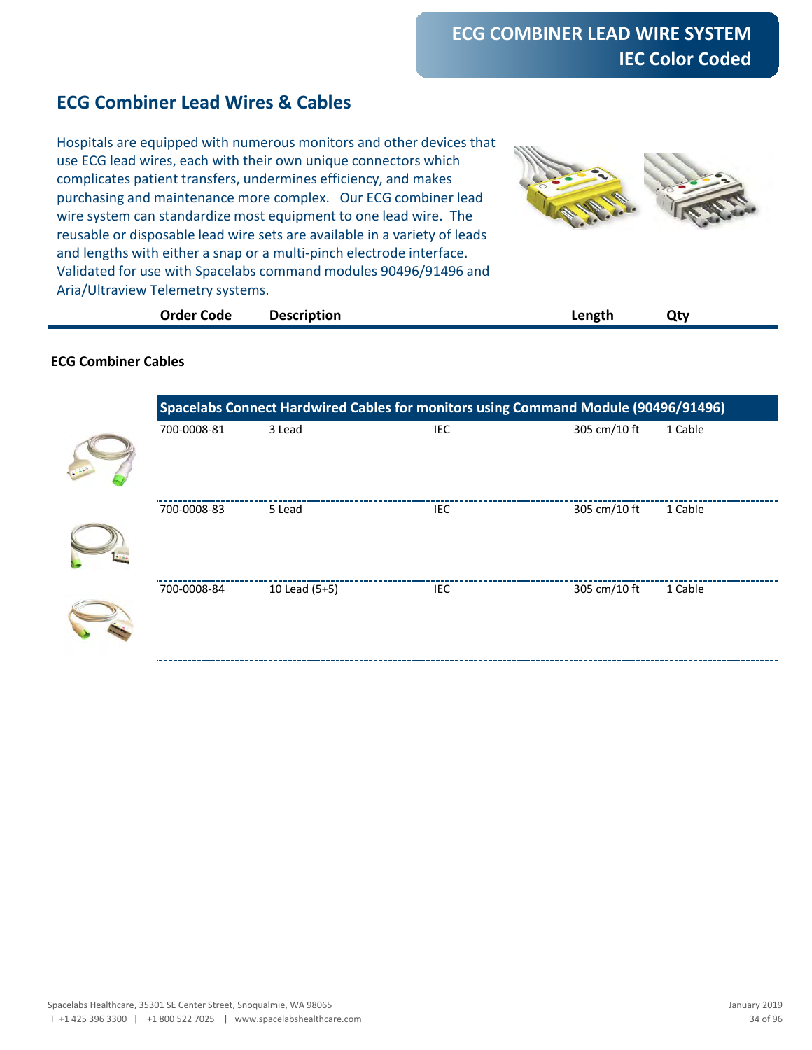# ECG COMBINER LEAD WIRE SYSTEM
# IEC Color Coded

## ECG Combiner Lead Wires & Cables

Hospitals are equipped with numerous monitors and other devices that use ECG lead wires, each with their own unique connectors which complicates patient transfers, undermines efficiency, and makes purchasing and maintenance more complex. Our ECG combiner lead wire system can standardize most equipment to one lead wire. The reusable or disposable lead wire sets are available in a variety of leads and lengths with either a snap or a multi-pinch electrode interface. Validated for use with Spacelabs command modules 90496/91496 and Aria/Ultraview Telemetry systems.

**ECG Combiner Cables**

| Order Code | Description | | Length | Qty |
|---|---|---|---|---|
| **Spacelabs Connect Hardwired Cables for monitors using Command Module (90496/91496)** | | | | |
| 700-0008-81 | 3 Lead | IEC | 305 cm/10 ft | 1 Cable |
| 700-0008-83 | 5 Lead | IEC | 305 cm/10 ft | 1 Cable |
| 700-0008-84 | 10 Lead (5+5) | IEC | 305 cm/10 ft | 1 Cable |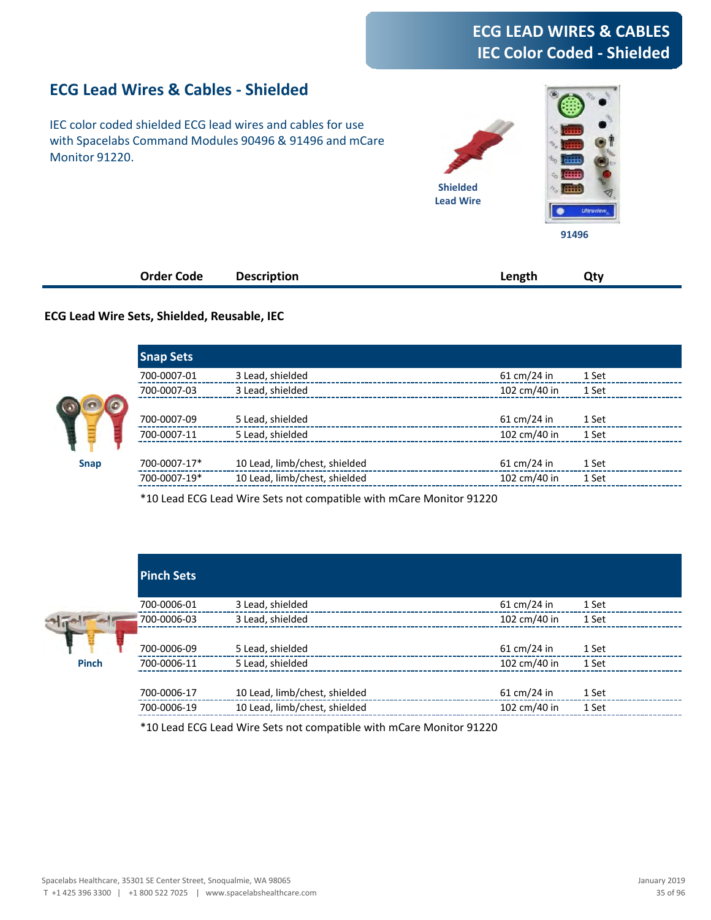# ECG LEAD WIRES & CABLES
# IEC Color Coded - Shielded

## ECG Lead Wires & Cables - Shielded

IEC color coded shielded ECG lead wires and cables for use with Spacelabs Command Modules 90496 & 91496 and mCare Monitor 91220.

Shielded Lead Wire

91496

### ECG Lead Wire Sets, Shielded, Reusable, IEC

**Snap Sets**

| Order Code | Description | Length | Qty |
|---|---|---|---|
| 700-0007-01 | 3 Lead, shielded | 61 cm/24 in | 1 Set |
| 700-0007-03 | 3 Lead, shielded | 102 cm/40 in | 1 Set |
| 700-0007-09 | 5 Lead, shielded | 61 cm/24 in | 1 Set |
| 700-0007-11 | 5 Lead, shielded | 102 cm/40 in | 1 Set |
| 700-0007-17* | 10 Lead, limb/chest, shielded | 61 cm/24 in | 1 Set |
| 700-0007-19* | 10 Lead, limb/chest, shielded | 102 cm/40 in | 1 Set |

Snap

*10 Lead ECG Lead Wire Sets not compatible with mCare Monitor 91220

**Pinch Sets**

| Order Code | Description | Length | Qty |
|---|---|---|---|
| 700-0006-01 | 3 Lead, shielded | 61 cm/24 in | 1 Set |
| 700-0006-03 | 3 Lead, shielded | 102 cm/40 in | 1 Set |
| 700-0006-09 | 5 Lead, shielded | 61 cm/24 in | 1 Set |
| 700-0006-11 | 5 Lead, shielded | 102 cm/40 in | 1 Set |
| 700-0006-17 | 10 Lead, limb/chest, shielded | 61 cm/24 in | 1 Set |
| 700-0006-19 | 10 Lead, limb/chest, shielded | 102 cm/40 in | 1 Set |

Pinch

*10 Lead ECG Lead Wire Sets not compatible with mCare Monitor 91220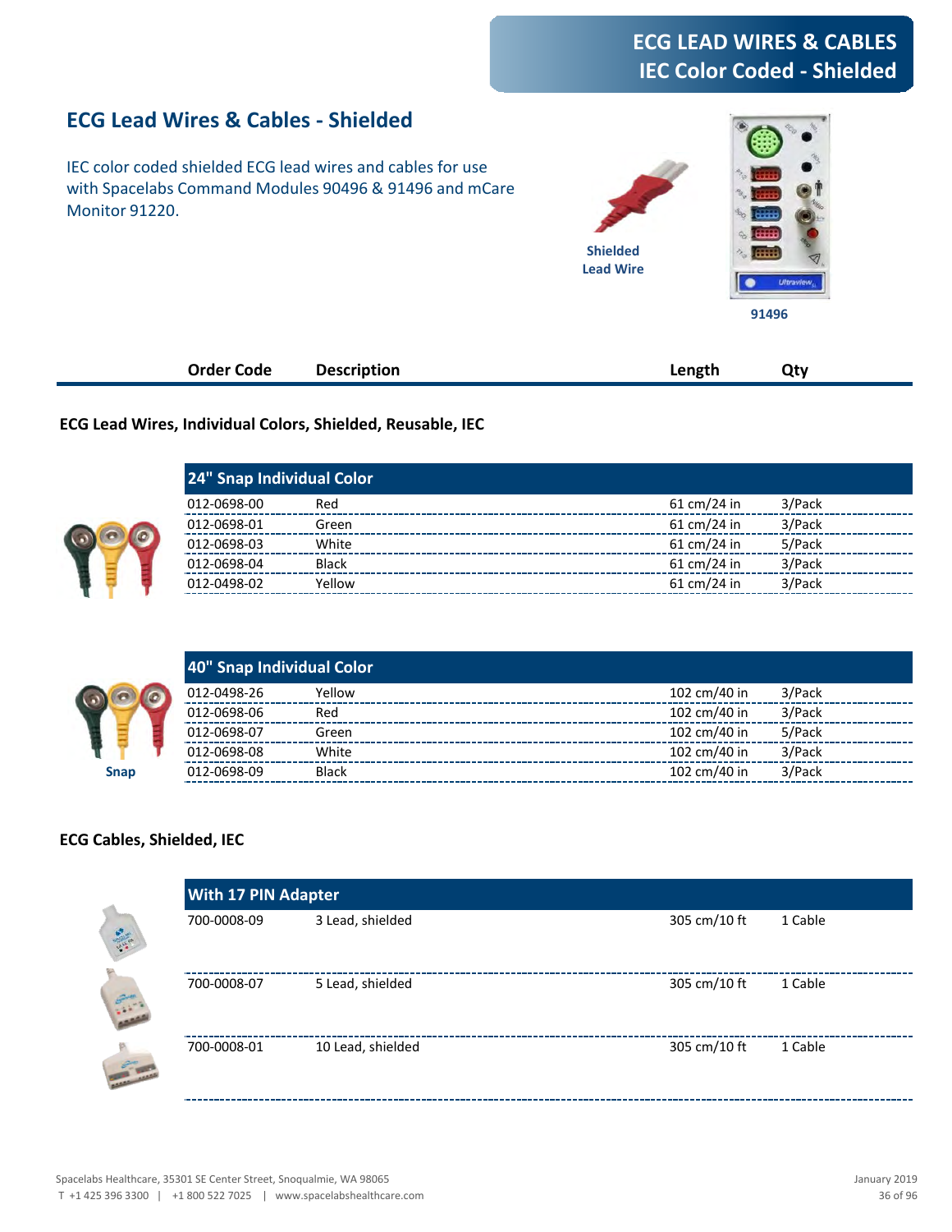# ECG LEAD WIRES & CABLES
# IEC Color Coded - Shielded

## ECG Lead Wires & Cables - Shielded

IEC color coded shielded ECG lead wires and cables for use with Spacelabs Command Modules 90496 & 91496 and mCare Monitor 91220.

Shielded Lead Wire

91496

| Order Code | Description | Length | Qty |
|---|---|---|---|
| **ECG Lead Wires, Individual Colors, Shielded, Reusable, IEC** | | | |
| **24" Snap Individual Color** | | | |
| 012-0698-00 | Red | 61 cm/24 in | 3/Pack |
| 012-0698-01 | Green | 61 cm/24 in | 3/Pack |
| 012-0698-03 | White | 61 cm/24 in | 5/Pack |
| 012-0698-04 | Black | 61 cm/24 in | 3/Pack |
| 012-0498-02 | Yellow | 61 cm/24 in | 3/Pack |
| **40" Snap Individual Color** | | | |
| 012-0498-26 | Yellow | 102 cm/40 in | 3/Pack |
| 012-0698-06 | Red | 102 cm/40 in | 3/Pack |
| 012-0698-07 | Green | 102 cm/40 in | 5/Pack |
| 012-0698-08 | White | 102 cm/40 in | 3/Pack |
| 012-0698-09 | Black | 102 cm/40 in | 3/Pack |
| **ECG Cables, Shielded, IEC** | | | |
| **With 17 PIN Adapter** | | | |
| 700-0008-09 | 3 Lead, shielded | 305 cm/10 ft | 1 Cable |
| 700-0008-07 | 5 Lead, shielded | 305 cm/10 ft | 1 Cable |
| 700-0008-01 | 10 Lead, shielded | 305 cm/10 ft | 1 Cable |

Snap

Spacelabs Healthcare, 35301 SE Center Street, Snoqualmie, WA 98065
T +1 425 396 3300 | +1 800 522 7025 | www.spacelabshealthcare.com

January 2019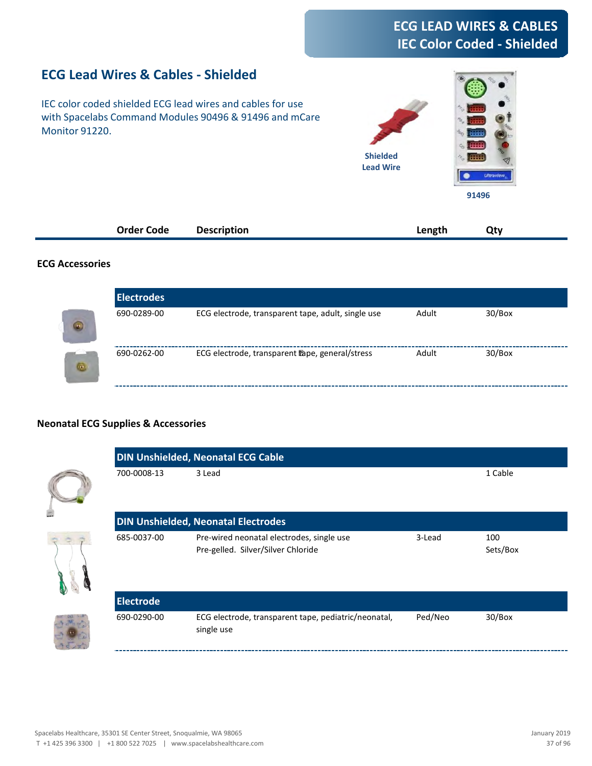# ECG LEAD WIRES & CABLES
# IEC Color Coded - Shielded

## ECG Lead Wires & Cables - Shielded

IEC color coded shielded ECG lead wires and cables for use with Spacelabs Command Modules 90496 & 91496 and mCare Monitor 91220.

Shielded Lead Wire

91496

| Order Code | Description | Length | Qty |
|---|---|---|---|
| **ECG Accessories** | | | |
| **Electrodes** | | | |
| 690-0289-00 | ECG electrode, transparent tape, adult, single use | Adult | 30/Box |
| 690-0262-00 | ECG electrode, transparent tape, general/stress | Adult | 30/Box |
| **Neonatal ECG Supplies & Accessories** | | | |
| **DIN Unshielded, Neonatal ECG Cable** | | | |
| 700-0008-13 | 3 Lead | | 1 Cable |
| **DIN Unshielded, Neonatal Electrodes** | | | |
| 685-0037-00 | Pre-wired neonatal electrodes, single use Pre-gelled. Silver/Silver Chloride | 3-Lead | 100 Sets/Box |
| **Electrode** | | | |
| 690-0290-00 | ECG electrode, transparent tape, pediatric/neonatal, single use | Ped/Neo | 30/Box |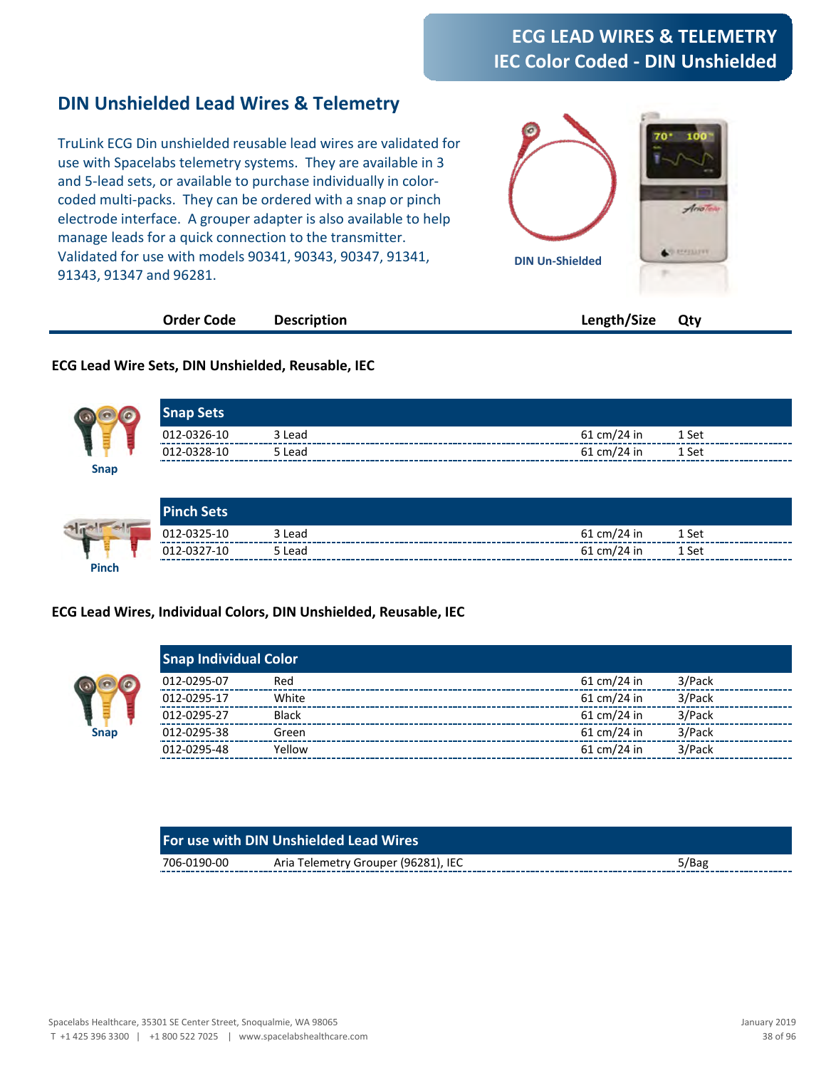# ECG LEAD WIRES & TELEMETRY
# IEC Color Coded - DIN Unshielded

## DIN Unshielded Lead Wires & Telemetry

TruLink ECG Din unshielded reusable lead wires are validated for use with Spacelabs telemetry systems. They are available in 3 and 5-lead sets, or available to purchase individually in color-coded multi-packs. They can be ordered with a snap or pinch electrode interface. A grouper adapter is also available to help manage leads for a quick connection to the transmitter. Validated for use with models 90341, 90343, 90347, 91341, 91343, 91347 and 96281.

DIN Un-Shielded

### ECG Lead Wire Sets, DIN Unshielded, Reusable, IEC

| Order Code | Description | Length/Size | Qty |
|---|---|---|---|
| **Snap Sets** | | | |
| 012-0326-10 | 3 Lead | 61 cm/24 in | 1 Set |
| 012-0328-10 | 5 Lead | 61 cm/24 in | 1 Set |
| **Pinch Sets** | | | |
| 012-0325-10 | 3 Lead | 61 cm/24 in | 1 Set |
| 012-0327-10 | 5 Lead | 61 cm/24 in | 1 Set |

Snap

Pinch

### ECG Lead Wires, Individual Colors, DIN Unshielded, Reusable, IEC

| Order Code | Description | Length/Size | Qty |
|---|---|---|---|
| **Snap Individual Color** | | | |
| 012-0295-07 | Red | 61 cm/24 in | 3/Pack |
| 012-0295-17 | White | 61 cm/24 in | 3/Pack |
| 012-0295-27 | Black | 61 cm/24 in | 3/Pack |
| 012-0295-38 | Green | 61 cm/24 in | 3/Pack |
| 012-0295-48 | Yellow | 61 cm/24 in | 3/Pack |

Snap

| Order Code | Description | Length/Size | Qty |
|---|---|---|---|
| **For use with DIN Unshielded Lead Wires** | | | |
| 706-0190-00 | Aria Telemetry Grouper (96281), IEC | | 5/Bag |

Spacelabs Healthcare, 35301 SE Center Street, Snoqualmie, WA 98065
T +1 425 396 3300 | +1 800 522 7025 | www.spacelabshealthcare.com

January 2019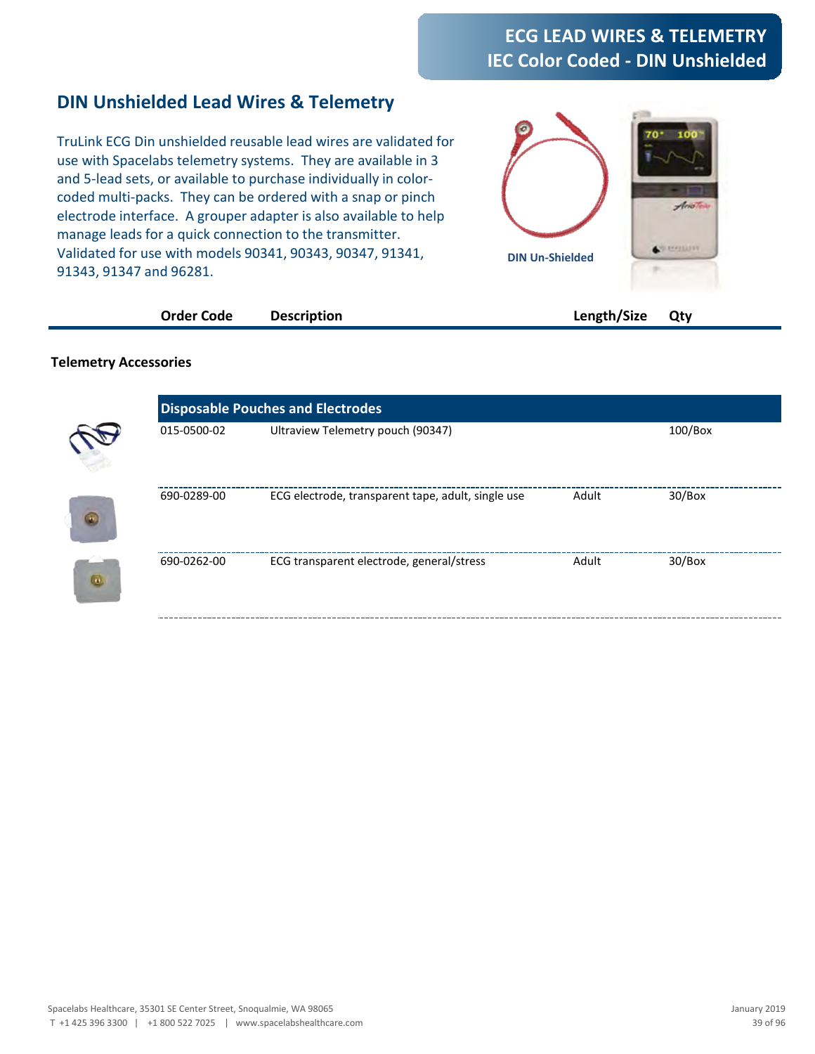# ECG LEAD WIRES & TELEMETRY
# IEC Color Coded - DIN Unshielded

## DIN Unshielded Lead Wires & Telemetry

TruLink ECG Din unshielded reusable lead wires are validated for use with Spacelabs telemetry systems. They are available in 3 and 5-lead sets, or available to purchase individually in color-coded multi-packs. They can be ordered with a snap or pinch electrode interface. A grouper adapter is also available to help manage leads for a quick connection to the transmitter. Validated for use with models 90341, 90343, 90347, 91341, 91343, 91347 and 96281.

DIN Un-Shielded

### Telemetry Accessories

| Order Code | Description | Length/Size | Qty |
|---|---|---|---|
| **Disposable Pouches and Electrodes** | | | |
| 015-0500-02 | Ultraview Telemetry pouch (90347) | | 100/Box |
| 690-0289-00 | ECG electrode, transparent tape, adult, single use | Adult | 30/Box |
| 690-0262-00 | ECG transparent electrode, general/stress | Adult | 30/Box |

Spacelabs Healthcare, 35301 SE Center Street, Snoqualmie, WA 98065
T +1 425 396 3300 | +1 800 522 7025 | www.spacelabshealthcare.com

January 2019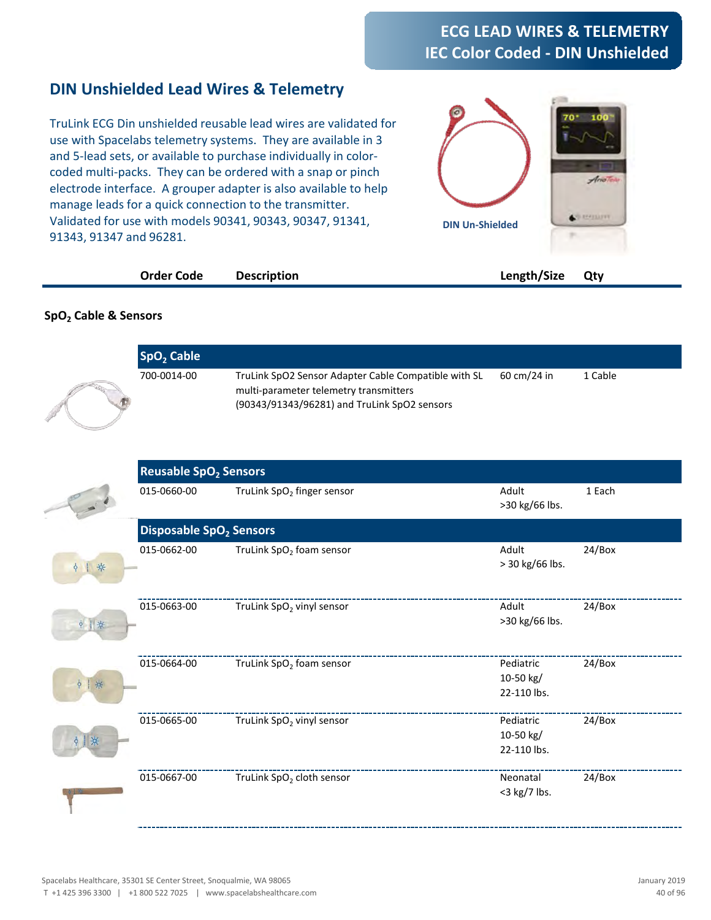# ECG LEAD WIRES & TELEMETRY
## IEC Color Coded - DIN Unshielded

## DIN Unshielded Lead Wires & Telemetry

TruLink ECG Din unshielded reusable lead wires are validated for use with Spacelabs telemetry systems. They are available in 3 and 5-lead sets, or available to purchase individually in color-coded multi-packs. They can be ordered with a snap or pinch electrode interface. A grouper adapter is also available to help manage leads for a quick connection to the transmitter. Validated for use with models 90341, 90343, 90347, 91341, 91343, 91347 and 96281.

DIN Un-Shielded

### $SpO_2$ Cable & Sensors

| Order Code | Description | Length/Size | Qty |
|---|---|---|---|
| **$SpO_2$ Cable** | | | |
| 700-0014-00 | TruLink SpO2 Sensor Adapter Cable Compatible with SL multi-parameter telemetry transmitters (90343/91343/96281) and TruLink SpO2 sensors | 60 cm/24 in | 1 Cable |
| **Reusable $SpO_2$ Sensors** | | | |
| 015-0660-00 | TruLink $SpO_2$ finger sensor | Adult >30 kg/66 lbs. | 1 Each |
| **Disposable $SpO_2$ Sensors** | | | |
| 015-0662-00 | TruLink $SpO_2$ foam sensor | Adult > 30 kg/66 lbs. | 24/Box |
| 015-0663-00 | TruLink $SpO_2$ vinyl sensor | Adult >30 kg/66 lbs. | 24/Box |
| 015-0664-00 | TruLink $SpO_2$ foam sensor | Pediatric 10-50 kg/ 22-110 lbs. | 24/Box |
| 015-0665-00 | TruLink $SpO_2$ vinyl sensor | Pediatric 10-50 kg/ 22-110 lbs. | 24/Box |
| 015-0667-00 | TruLink $SpO_2$ cloth sensor | Neonatal <3 kg/7 lbs. | 24/Box |

Spacelabs Healthcare, 35301 SE Center Street, Snoqualmie, WA 98065
T +1 425 396 3300 | +1 800 522 7025 | www.spacelabshealthcare.com

January 2019